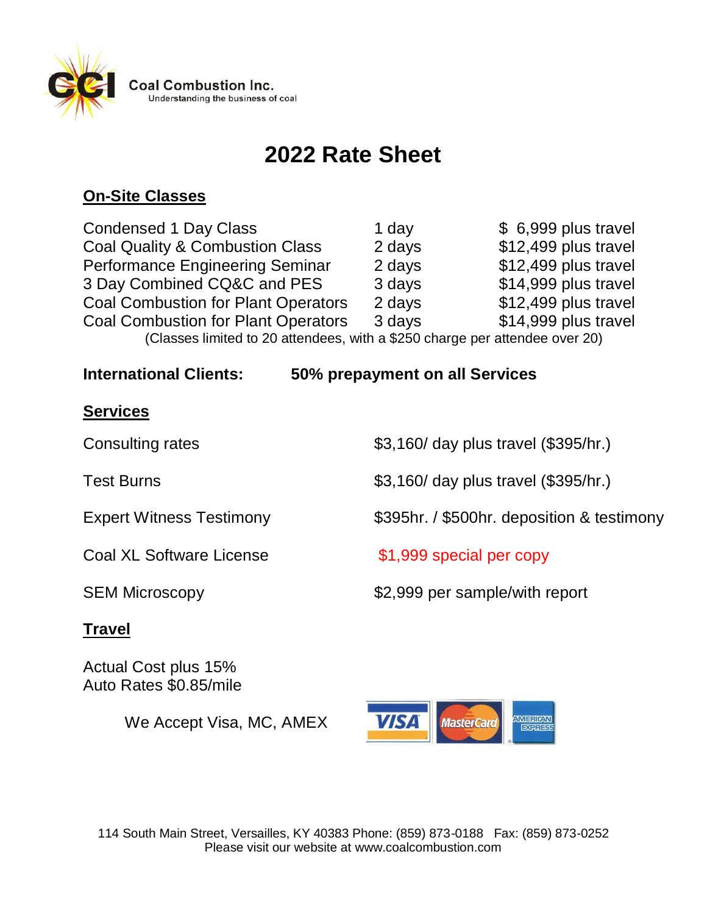Coal Combustion Inc.
Understanding the business of coal

# 2022 Rate Sheet

## On-Site Classes

| Class | Duration | Price |
|---|---|---|
| Condensed 1 Day Class | 1 day | $ 6,999 plus travel |
| Coal Quality & Combustion Class | 2 days | $12,499 plus travel |
| Performance Engineering Seminar | 2 days | $12,499 plus travel |
| 3 Day Combined CQ&C and PES | 3 days | $14,999 plus travel |
| Coal Combustion for Plant Operators | 2 days | $12,499 plus travel |
| Coal Combustion for Plant Operators | 3 days | $14,999 plus travel |

(Classes limited to 20 attendees, with a $250 charge per attendee over 20)

**International Clients: 50% prepayment on all Services**

## Services

| Service | Rate |
|---|---|
| Consulting rates | $3,160/ day plus travel ($395/hr.) |
| Test Burns | $3,160/ day plus travel ($395/hr.) |
| Expert Witness Testimony | $395hr. / $500hr. deposition & testimony |
| Coal XL Software License | $1,999 special per copy |
| SEM Microscopy | $2,999 per sample/with report |

## Travel

Actual Cost plus 15%
Auto Rates $0.85/mile

We Accept Visa, MC, AMEX

114 South Main Street, Versailles, KY 40383 Phone: (859) 873-0188 Fax: (859) 873-0252
Please visit our website at www.coalcombustion.com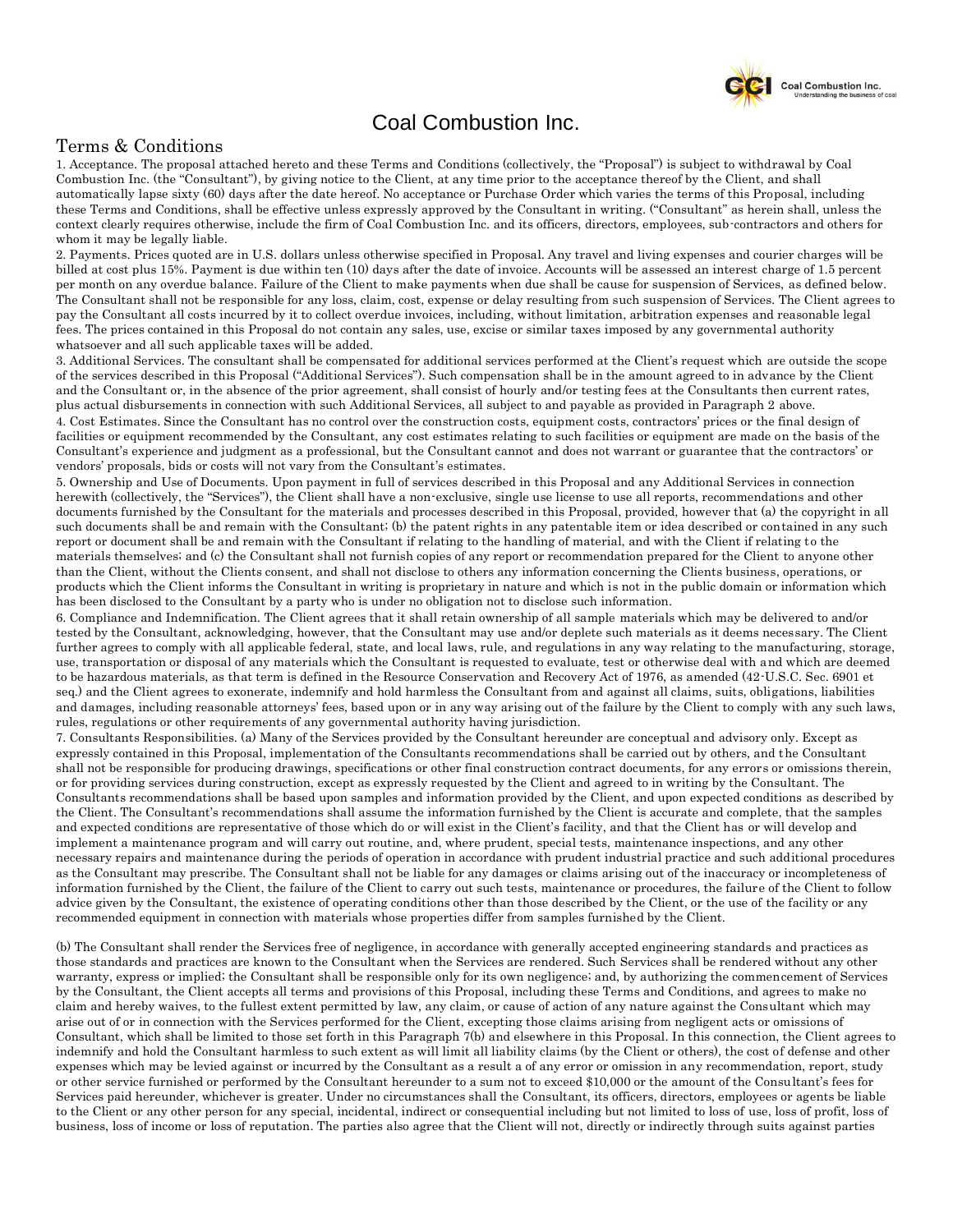# Coal Combustion Inc.

## Terms & Conditions

1. Acceptance. The proposal attached hereto and these Terms and Conditions (collectively, the "Proposal") is subject to withdrawal by Coal Combustion Inc. (the "Consultant"), by giving notice to the Client, at any time prior to the acceptance thereof by the Client, and shall automatically lapse sixty (60) days after the date hereof. No acceptance or Purchase Order which varies the terms of this Proposal, including these Terms and Conditions, shall be effective unless expressly approved by the Consultant in writing. ("Consultant" as herein shall, unless the context clearly requires otherwise, include the firm of Coal Combustion Inc. and its officers, directors, employees, sub-contractors and others for whom it may be legally liable.

2. Payments. Prices quoted are in U.S. dollars unless otherwise specified in Proposal. Any travel and living expenses and courier charges will be billed at cost plus 15%. Payment is due within ten (10) days after the date of invoice. Accounts will be assessed an interest charge of 1.5 percent per month on any overdue balance. Failure of the Client to make payments when due shall be cause for suspension of Services, as defined below. The Consultant shall not be responsible for any loss, claim, cost, expense or delay resulting from such suspension of Services. The Client agrees to pay the Consultant all costs incurred by it to collect overdue invoices, including, without limitation, arbitration expenses and reasonable legal fees. The prices contained in this Proposal do not contain any sales, use, excise or similar taxes imposed by any governmental authority whatsoever and all such applicable taxes will be added.

3. Additional Services. The consultant shall be compensated for additional services performed at the Client's request which are outside the scope of the services described in this Proposal ("Additional Services"). Such compensation shall be in the amount agreed to in advance by the Client and the Consultant or, in the absence of the prior agreement, shall consist of hourly and/or testing fees at the Consultants then current rates, plus actual disbursements in connection with such Additional Services, all subject to and payable as provided in Paragraph 2 above.

4. Cost Estimates. Since the Consultant has no control over the construction costs, equipment costs, contractors' prices or the final design of facilities or equipment recommended by the Consultant, any cost estimates relating to such facilities or equipment are made on the basis of the Consultant's experience and judgment as a professional, but the Consultant cannot and does not warrant or guarantee that the contractors' or vendors' proposals, bids or costs will not vary from the Consultant's estimates.

5. Ownership and Use of Documents. Upon payment in full of services described in this Proposal and any Additional Services in connection herewith (collectively, the "Services"), the Client shall have a non-exclusive, single use license to use all reports, recommendations and other documents furnished by the Consultant for the materials and processes described in this Proposal, provided, however that (a) the copyright in all such documents shall be and remain with the Consultant; (b) the patent rights in any patentable item or idea described or contained in any such report or document shall be and remain with the Consultant if relating to the handling of material, and with the Client if relating to the materials themselves; and (c) the Consultant shall not furnish copies of any report or recommendation prepared for the Client to anyone other than the Client, without the Clients consent, and shall not disclose to others any information concerning the Clients business, operations, or products which the Client informs the Consultant in writing is proprietary in nature and which is not in the public domain or information which has been disclosed to the Consultant by a party who is under no obligation not to disclose such information.

6. Compliance and Indemnification. The Client agrees that it shall retain ownership of all sample materials which may be delivered to and/or tested by the Consultant, acknowledging, however, that the Consultant may use and/or deplete such materials as it deems necessary. The Client further agrees to comply with all applicable federal, state, and local laws, rule, and regulations in any way relating to the manufacturing, storage, use, transportation or disposal of any materials which the Consultant is requested to evaluate, test or otherwise deal with and which are deemed to be hazardous materials, as that term is defined in the Resource Conservation and Recovery Act of 1976, as amended (42-U.S.C. Sec. 6901 et seq.) and the Client agrees to exonerate, indemnify and hold harmless the Consultant from and against all claims, suits, obligations, liabilities and damages, including reasonable attorneys' fees, based upon or in any way arising out of the failure by the Client to comply with any such laws, rules, regulations or other requirements of any governmental authority having jurisdiction.

7. Consultants Responsibilities. (a) Many of the Services provided by the Consultant hereunder are conceptual and advisory only. Except as expressly contained in this Proposal, implementation of the Consultants recommendations shall be carried out by others, and the Consultant shall not be responsible for producing drawings, specifications or other final construction contract documents, for any errors or omissions therein, or for providing services during construction, except as expressly requested by the Client and agreed to in writing by the Consultant. The Consultants recommendations shall be based upon samples and information provided by the Client, and upon expected conditions as described by the Client. The Consultant's recommendations shall assume the information furnished by the Client is accurate and complete, that the samples and expected conditions are representative of those which do or will exist in the Client's facility, and that the Client has or will develop and implement a maintenance program and will carry out routine, and, where prudent, special tests, maintenance inspections, and any other necessary repairs and maintenance during the periods of operation in accordance with prudent industrial practice and such additional procedures as the Consultant may prescribe. The Consultant shall not be liable for any damages or claims arising out of the inaccuracy or incompleteness of information furnished by the Client, the failure of the Client to carry out such tests, maintenance or procedures, the failure of the Client to follow advice given by the Consultant, the existence of operating conditions other than those described by the Client, or the use of the facility or any recommended equipment in connection with materials whose properties differ from samples furnished by the Client.

(b) The Consultant shall render the Services free of negligence, in accordance with generally accepted engineering standards and practices as those standards and practices are known to the Consultant when the Services are rendered. Such Services shall be rendered without any other warranty, express or implied; the Consultant shall be responsible only for its own negligence; and, by authorizing the commencement of Services by the Consultant, the Client accepts all terms and provisions of this Proposal, including these Terms and Conditions, and agrees to make no claim and hereby waives, to the fullest extent permitted by law, any claim, or cause of action of any nature against the Consultant which may arise out of or in connection with the Services performed for the Client, excepting those claims arising from negligent acts or omissions of Consultant, which shall be limited to those set forth in this Paragraph 7(b) and elsewhere in this Proposal. In this connection, the Client agrees to indemnify and hold the Consultant harmless to such extent as will limit all liability claims (by the Client or others), the cost of defense and other expenses which may be levied against or incurred by the Consultant as a result of any error or omission in any recommendation, report, study or other service furnished or performed by the Consultant hereunder to a sum not to exceed $10,000 or the amount of the Consultant's fees for Services paid hereunder, whichever is greater. Under no circumstances shall the Consultant, its officers, directors, employees or agents be liable to the Client or any other person for any special, incidental, indirect or consequential including but not limited to loss of use, loss of profit, loss of business, loss of income or loss of reputation. The parties also agree that the Client will not, directly or indirectly through suits against parties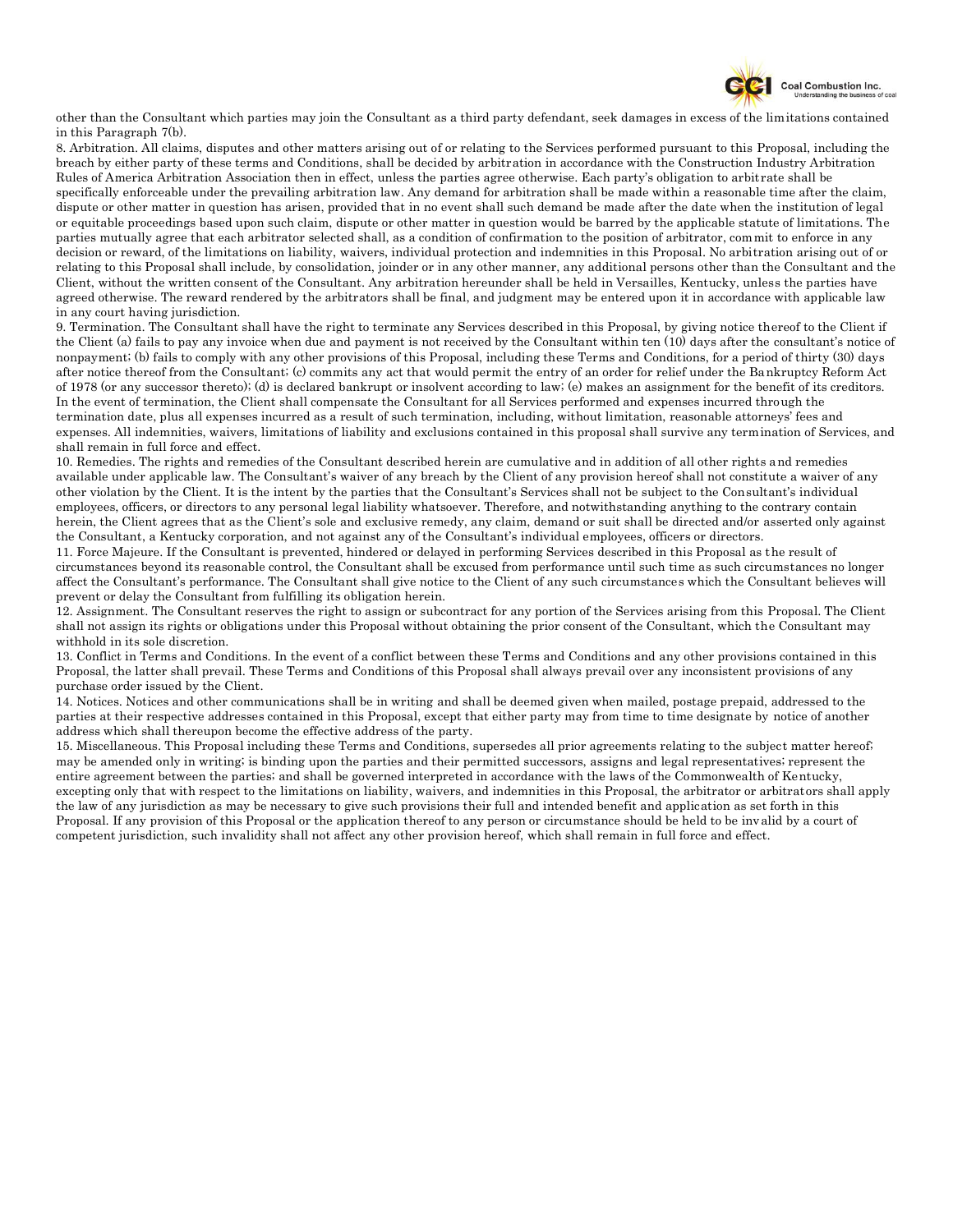other than the Consultant which parties may join the Consultant as a third party defendant, seek damages in excess of the limitations contained in this Paragraph 7(b).

8. Arbitration. All claims, disputes and other matters arising out of or relating to the Services performed pursuant to this Proposal, including the breach by either party of these terms and Conditions, shall be decided by arbitration in accordance with the Construction Industry Arbitration Rules of America Arbitration Association then in effect, unless the parties agree otherwise. Each party's obligation to arbitrate shall be specifically enforceable under the prevailing arbitration law. Any demand for arbitration shall be made within a reasonable time after the claim, dispute or other matter in question has arisen, provided that in no event shall such demand be made after the date when the institution of legal or equitable proceedings based upon such claim, dispute or other matter in question would be barred by the applicable statute of limitations. The parties mutually agree that each arbitrator selected shall, as a condition of confirmation to the position of arbitrator, commit to enforce in any decision or reward, of the limitations on liability, waivers, individual protection and indemnities in this Proposal. No arbitration arising out of or relating to this Proposal shall include, by consolidation, joinder or in any other manner, any additional persons other than the Consultant and the Client, without the written consent of the Consultant. Any arbitration hereunder shall be held in Versailles, Kentucky, unless the parties have agreed otherwise. The reward rendered by the arbitrators shall be final, and judgment may be entered upon it in accordance with applicable law in any court having jurisdiction.

9. Termination. The Consultant shall have the right to terminate any Services described in this Proposal, by giving notice thereof to the Client if the Client (a) fails to pay any invoice when due and payment is not received by the Consultant within ten (10) days after the consultant's notice of nonpayment; (b) fails to comply with any other provisions of this Proposal, including these Terms and Conditions, for a period of thirty (30) days after notice thereof from the Consultant; (c) commits any act that would permit the entry of an order for relief under the Bankruptcy Reform Act of 1978 (or any successor thereto); (d) is declared bankrupt or insolvent according to law; (e) makes an assignment for the benefit of its creditors. In the event of termination, the Client shall compensate the Consultant for all Services performed and expenses incurred through the termination date, plus all expenses incurred as a result of such termination, including, without limitation, reasonable attorneys' fees and expenses. All indemnities, waivers, limitations of liability and exclusions contained in this proposal shall survive any termination of Services, and shall remain in full force and effect.

10. Remedies. The rights and remedies of the Consultant described herein are cumulative and in addition of all other rights and remedies available under applicable law. The Consultant's waiver of any breach by the Client of any provision hereof shall not constitute a waiver of any other violation by the Client. It is the intent by the parties that the Consultant's Services shall not be subject to the Consultant's individual employees, officers, or directors to any personal legal liability whatsoever. Therefore, and notwithstanding anything to the contrary contain herein, the Client agrees that as the Client's sole and exclusive remedy, any claim, demand or suit shall be directed and/or asserted only against the Consultant, a Kentucky corporation, and not against any of the Consultant's individual employees, officers or directors.

11. Force Majeure. If the Consultant is prevented, hindered or delayed in performing Services described in this Proposal as the result of circumstances beyond its reasonable control, the Consultant shall be excused from performance until such time as such circumstances no longer affect the Consultant's performance. The Consultant shall give notice to the Client of any such circumstances which the Consultant believes will prevent or delay the Consultant from fulfilling its obligation herein.

12. Assignment. The Consultant reserves the right to assign or subcontract for any portion of the Services arising from this Proposal. The Client shall not assign its rights or obligations under this Proposal without obtaining the prior consent of the Consultant, which the Consultant may withhold in its sole discretion.

13. Conflict in Terms and Conditions. In the event of a conflict between these Terms and Conditions and any other provisions contained in this Proposal, the latter shall prevail. These Terms and Conditions of this Proposal shall always prevail over any inconsistent provisions of any purchase order issued by the Client.

14. Notices. Notices and other communications shall be in writing and shall be deemed given when mailed, postage prepaid, addressed to the parties at their respective addresses contained in this Proposal, except that either party may from time to time designate by notice of another address which shall thereupon become the effective address of the party.

15. Miscellaneous. This Proposal including these Terms and Conditions, supersedes all prior agreements relating to the subject matter hereof; may be amended only in writing; is binding upon the parties and their permitted successors, assigns and legal representatives; represent the entire agreement between the parties; and shall be governed interpreted in accordance with the laws of the Commonwealth of Kentucky, excepting only that with respect to the limitations on liability, waivers, and indemnities in this Proposal, the arbitrator or arbitrators shall apply the law of any jurisdiction as may be necessary to give such provisions their full and intended benefit and application as set forth in this Proposal. If any provision of this Proposal or the application thereof to any person or circumstance should be held to be invalid by a court of competent jurisdiction, such invalidity shall not affect any other provision hereof, which shall remain in full force and effect.